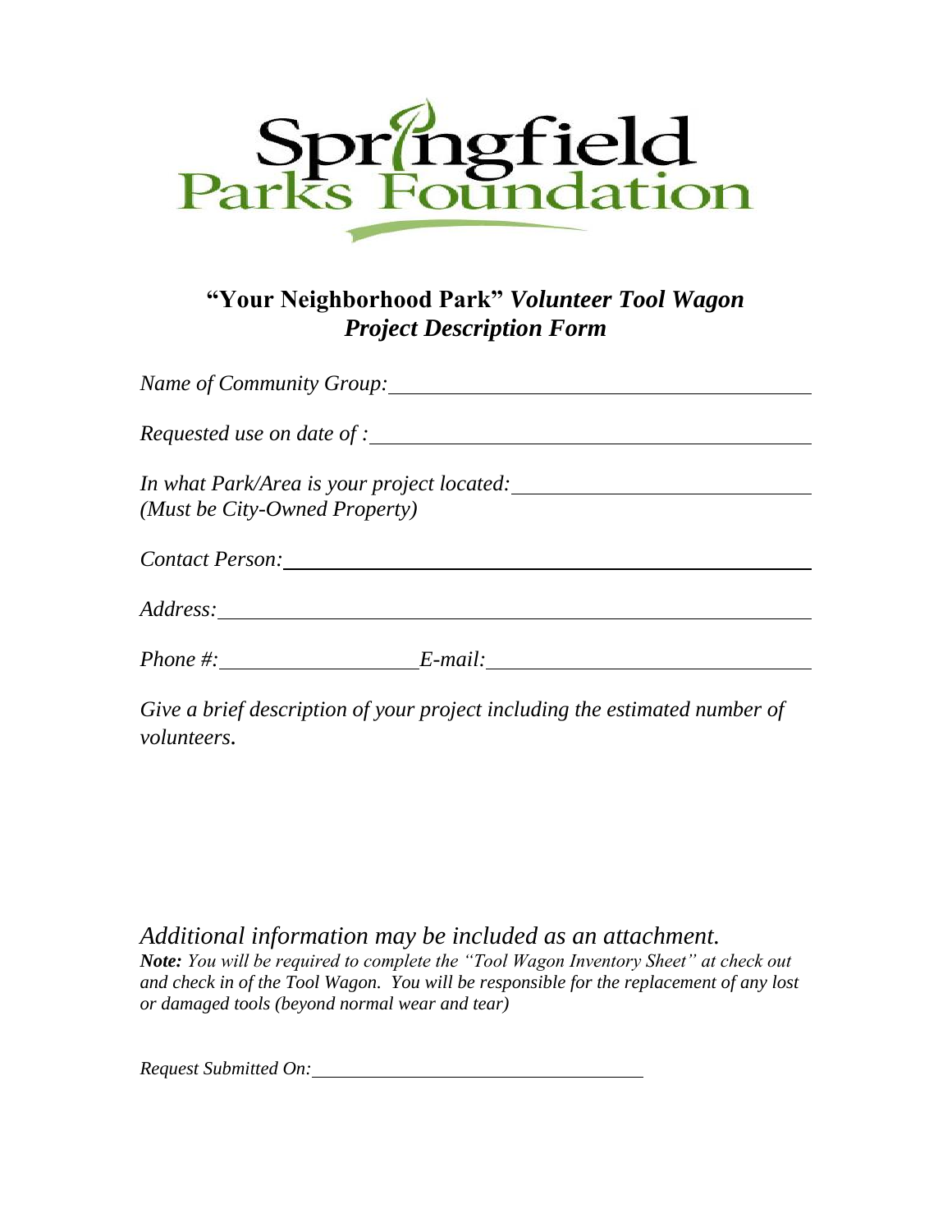# Springfield Parks Foundation

## "Your Neighborhood Park" *Volunteer Tool Wagon Project Description Form*

*Name of Community Group:* ______________________________

*Requested use on date of :* ______________________________

*In what Park/Area is your project located:* ______________________
*(Must be City-Owned Property)*

*Contact Person:* ______________________________

*Address:* ______________________________

*Phone #:* ______________ *E-mail:* ______________________

*Give a brief description of your project including the estimated number of volunteers.*

*Additional information may be included as an attachment.*

***Note:*** *You will be required to complete the "Tool Wagon Inventory Sheet" at check out and check in of the Tool Wagon. You will be responsible for the replacement of any lost or damaged tools (beyond normal wear and tear)*

*Request Submitted On:* ______________________________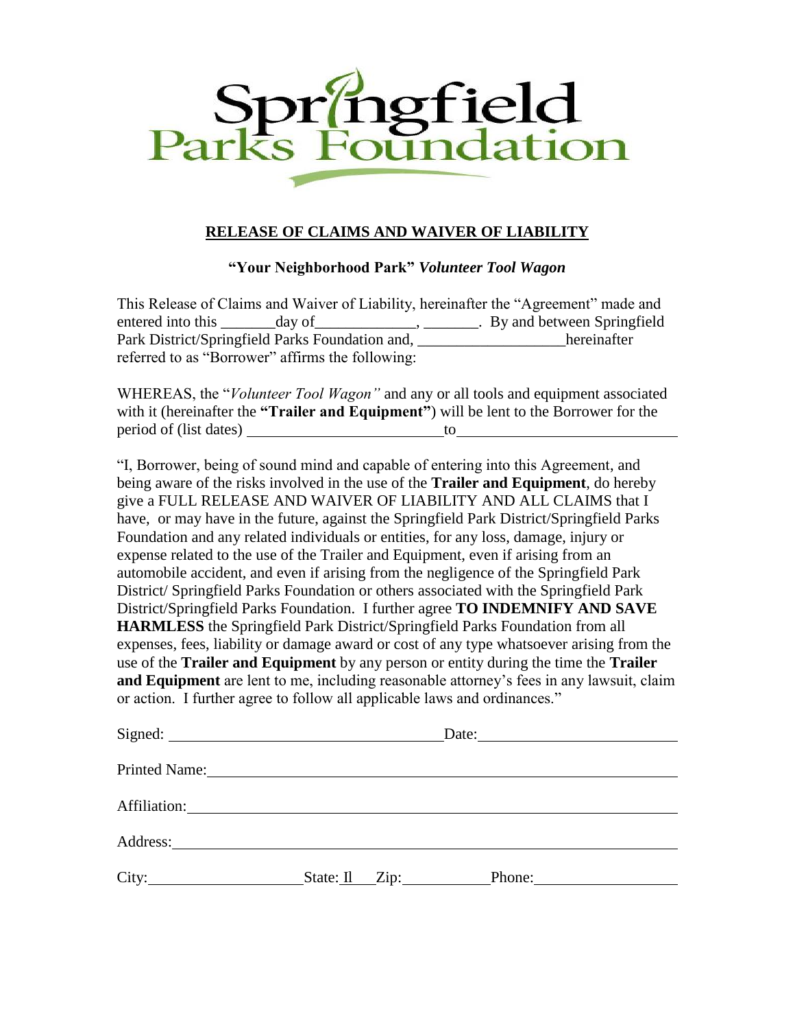Springfield Parks Foundation

## RELEASE OF CLAIMS AND WAIVER OF LIABILITY

**"Your Neighborhood Park"** ***Volunteer Tool Wagon***

This Release of Claims and Waiver of Liability, hereinafter the "Agreement" made and entered into this _______day of_____________, _______. By and between Springfield Park District/Springfield Parks Foundation and, ___________________hereinafter referred to as "Borrower" affirms the following:

WHEREAS, the "*Volunteer Tool Wagon"* and any or all tools and equipment associated with it (hereinafter the **"Trailer and Equipment"**) will be lent to the Borrower for the period of (list dates) _________________________to____________________________

"I, Borrower, being of sound mind and capable of entering into this Agreement, and being aware of the risks involved in the use of the **Trailer and Equipment**, do hereby give a FULL RELEASE AND WAIVER OF LIABILITY AND ALL CLAIMS that I have, or may have in the future, against the Springfield Park District/Springfield Parks Foundation and any related individuals or entities, for any loss, damage, injury or expense related to the use of the Trailer and Equipment, even if arising from an automobile accident, and even if arising from the negligence of the Springfield Park District/ Springfield Parks Foundation or others associated with the Springfield Park District/Springfield Parks Foundation. I further agree **TO INDEMNIFY AND SAVE HARMLESS** the Springfield Park District/Springfield Parks Foundation from all expenses, fees, liability or damage award or cost of any type whatsoever arising from the use of the **Trailer and Equipment** by any person or entity during the time the **Trailer and Equipment** are lent to me, including reasonable attorney's fees in any lawsuit, claim or action. I further agree to follow all applicable laws and ordinances."

Signed: ____________________________________Date:__________________________

Printed Name:_____________________________________________________________

Affiliation:_______________________________________________________________

Address:_________________________________________________________________

City:___________________State: Il Zip:___________Phone:___________________